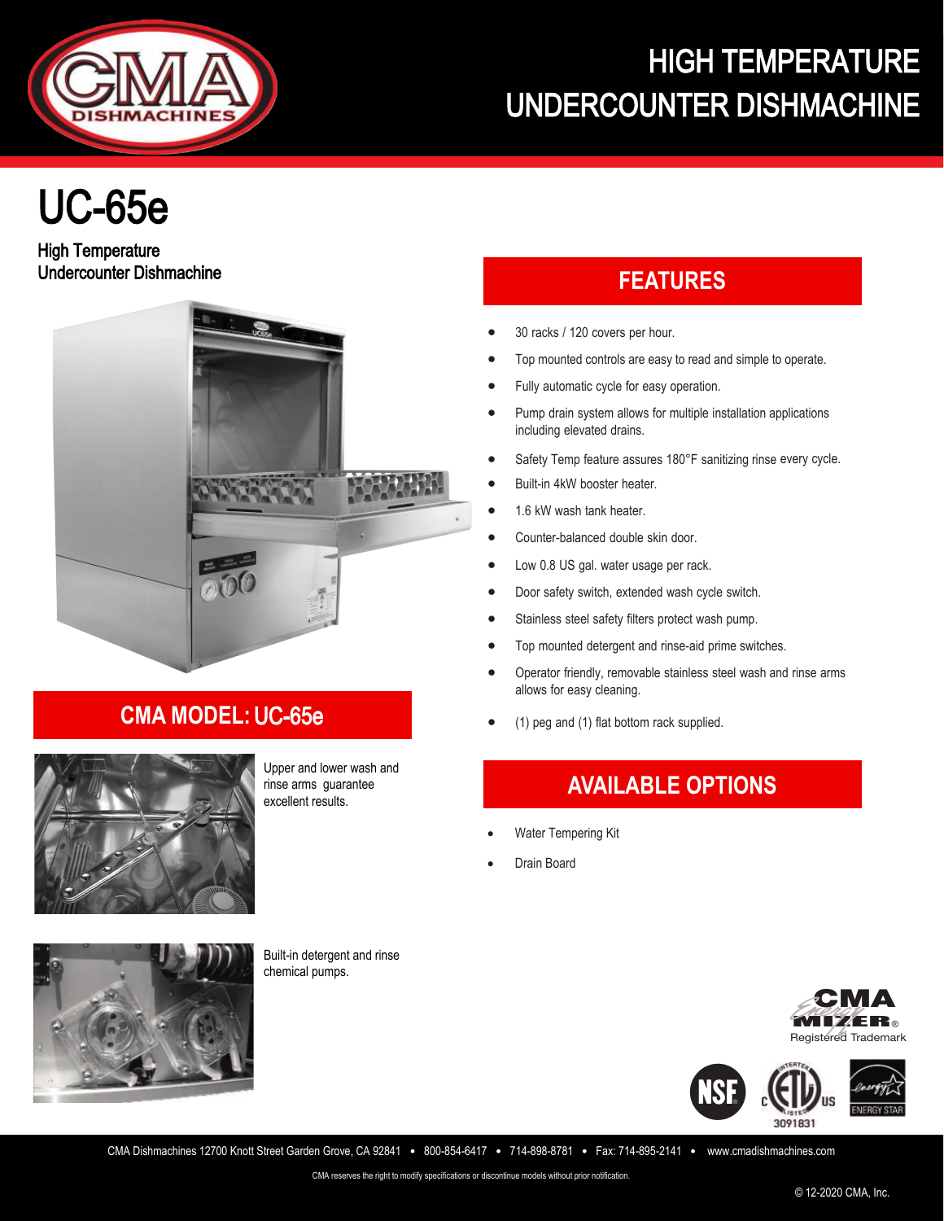# HIGH TEMPERATURE UNDERCOUNTER DISHMACHINE

# UC-65e

High Temperature Undercounter Dishmachine

## CMA MODEL: UC-65e

Upper and lower wash and rinse arms guarantee excellent results.

Built-in detergent and rinse chemical pumps.

## FEATURES

- 30 racks / 120 covers per hour.
- Top mounted controls are easy to read and simple to operate.
- Fully automatic cycle for easy operation.
- Pump drain system allows for multiple installation applications including elevated drains.
- Safety Temp feature assures 180°F sanitizing rinse every cycle.
- Built-in 4kW booster heater.
- 1.6 kW wash tank heater.
- Counter-balanced double skin door.
- Low 0.8 US gal. water usage per rack.
- Door safety switch, extended wash cycle switch.
- Stainless steel safety filters protect wash pump.
- Top mounted detergent and rinse-aid prime switches.
- Operator friendly, removable stainless steel wash and rinse arms allows for easy cleaning.
- (1) peg and (1) flat bottom rack supplied.

## AVAILABLE OPTIONS

- Water Tempering Kit
- Drain Board

CMA Energy Mizer® Registered Trademark

3091831

CMA Dishmachines 12700 Knott Street Garden Grove, CA 92841 • 800-854-6417 • 714-898-8781 • Fax: 714-895-2141 • www.cmadishmachines.com

CMA reserves the right to modify specifications or discontinue models without prior notification.

© 12-2020 CMA, Inc.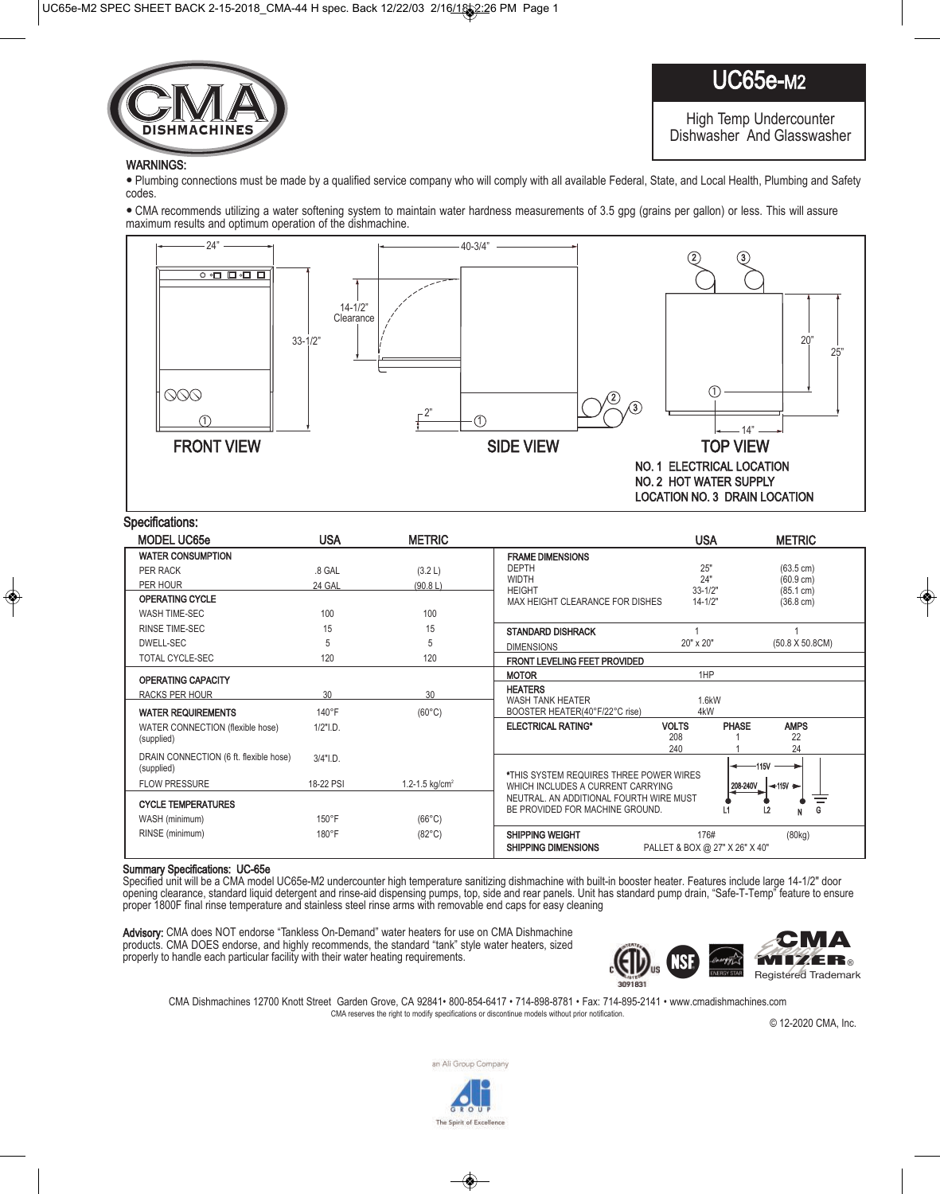# UC65e-M2

High Temp Undercounter Dishwasher And Glasswasher

**WARNINGS:**

- Plumbing connections must be made by a qualified service company who will comply with all available Federal, State, and Local Health, Plumbing and Safety codes.
- CMA recommends utilizing a water softening system to maintain water hardness measurements of 3.5 gpg (grains per gallon) or less. This will assure maximum results and optimum operation of the dishmachine.

24"
33-1/2"
FRONT VIEW

40-3/4"
14-1/2" Clearance
2"
SIDE VIEW

20"
25"
14"
TOP VIEW

NO. 1 ELECTRICAL LOCATION
NO. 2 HOT WATER SUPPLY
LOCATION NO. 3 DRAIN LOCATION

## Specifications:

| MODEL UC65e | USA | METRIC |
|---|---|---|
| **WATER CONSUMPTION** | | |
| PER RACK | .8 GAL | (3.2 L) |
| PER HOUR | 24 GAL | (90.8 L) |
| **OPERATING CYCLE** | | |
| WASH TIME-SEC | 100 | 100 |
| RINSE TIME-SEC | 15 | 15 |
| DWELL-SEC | 5 | 5 |
| TOTAL CYCLE-SEC | 120 | 120 |
| **OPERATING CAPACITY** | | |
| RACKS PER HOUR | 30 | 30 |
| **WATER REQUIREMENTS** | 140°F | (60°C) |
| WATER CONNECTION (flexible hose) (supplied) | 1/2"I.D. | |
| DRAIN CONNECTION (6 ft. flexible hose) (supplied) | 3/4"I.D. | |
| FLOW PRESSURE | 18-22 PSI | 1.2-1.5 kg/cm² |
| **CYCLE TEMPERATURES** | | |
| WASH (minimum) | 150°F | (66°C) |
| RINSE (minimum) | 180°F | (82°C) |

| | USA | METRIC | |
|---|---|---|---|
| **FRAME DIMENSIONS** | | | |
| DEPTH | 25" | (63.5 cm) | |
| WIDTH | 24" | (60.9 cm) | |
| HEIGHT | 33-1/2" | (85.1 cm) | |
| MAX HEIGHT CLEARANCE FOR DISHES | 14-1/2" | (36.8 cm) | |
| **STANDARD DISHRACK** | 1 | 1 | |
| DIMENSIONS | 20" x 20" | (50.8 X 50.8CM) | |
| **FRONT LEVELING FEET PROVIDED** | | | |
| **MOTOR** | 1HP | | |
| **HEATERS** | | | |
| WASH TANK HEATER | 1.6kW | | |
| BOOSTER HEATER(40°F/22°C rise) | 4kW | | |
| **ELECTRICAL RATING*** | **VOLTS** | **PHASE** | **AMPS** |
| | 208 | 1 | 22 |
| | 240 | 1 | 24 |
| *THIS SYSTEM REQUIRES THREE POWER WIRES WHICH INCLUDES A CURRENT CARRYING NEUTRAL. AN ADDITIONAL FOURTH WIRE MUST BE PROVIDED FOR MACHINE GROUND. | | | |
| **SHIPPING WEIGHT** | 176# | (80kg) | |
| **SHIPPING DIMENSIONS** | PALLET & BOX @ 27" X 26" X 40" | | |

115V
208-240V
115V
L1 L2 N G

**Summary Specifications: UC-65e**
Specified unit will be a CMA model UC65e-M2 undercounter high temperature sanitizing dishmachine with built-in booster heater. Features include large 14-1/2" door opening clearance, standard liquid detergent and rinse-aid dispensing pumps, top, side and rear panels. Unit has standard pump drain, "Safe-T-Temp" feature to ensure proper 1800F final rinse temperature and stainless steel rinse arms with removable end caps for easy cleaning

**Advisory:** CMA does NOT endorse "Tankless On-Demand" water heaters for use on CMA Dishmachine products. CMA DOES endorse, and highly recommends, the standard "tank" style water heaters, sized properly to handle each particular facility with their water heating requirements.

3091831

CMA Energy Mizer® Registered Trademark

CMA Dishmachines 12700 Knott Street Garden Grove, CA 92841• 800-854-6417 • 714-898-8781 • Fax: 714-895-2141 • www.cmadishmachines.com
CMA reserves the right to modify specifications or discontinue models without prior notification.

© 12-2020 CMA, Inc.

an Ali Group Company
The Spirit of Excellence